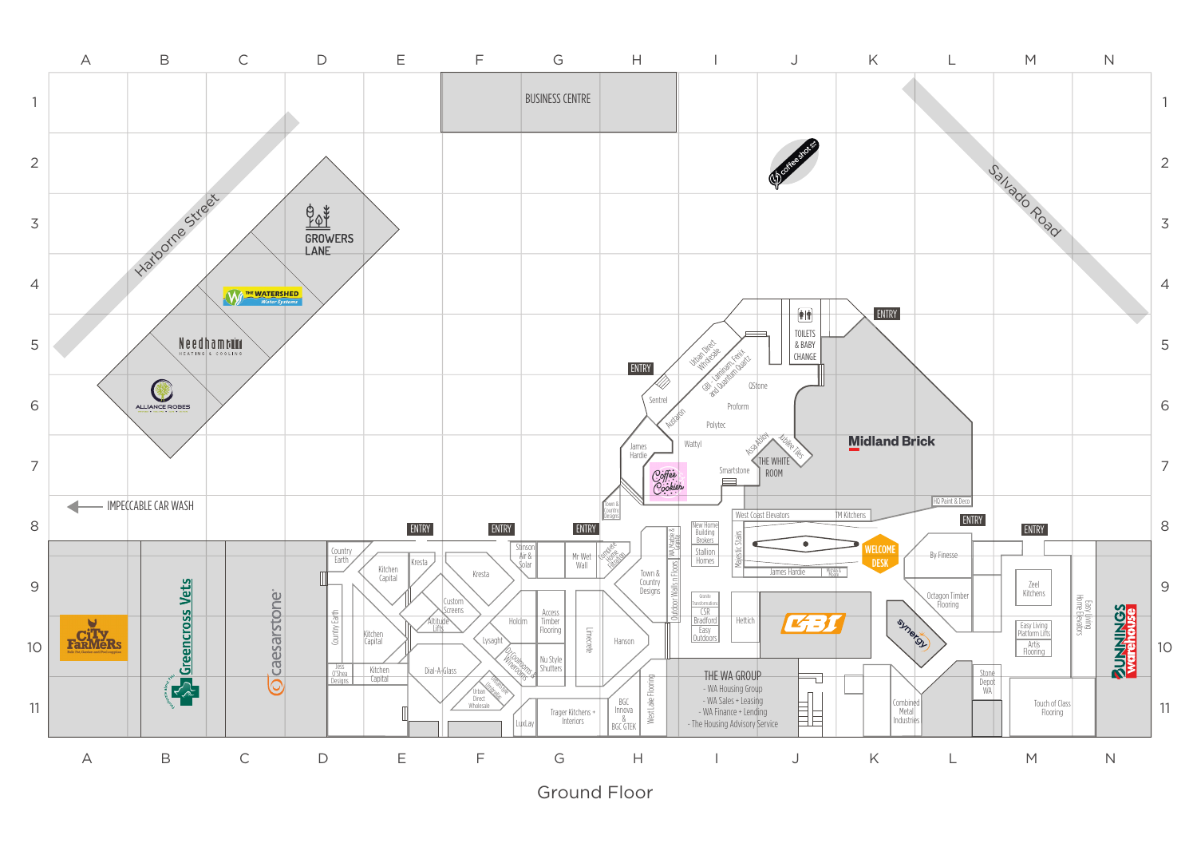# Ground Floor

Harborne Street

Salvado Road

BUSINESS CENTRE

coffee shot

GROWERS LANE

THE WATERSHED Water Systems

Needham HEATING & COOLING

ALLIANCE ROBES

IMPECCABLE CAR WASH

ENTRY

Urban Direct Wholesale

GBI - Laminam, Fenix and Quantum Quartz

TOILETS & BABY CHANGE

Sentrel

Austaron

QStone

Proform

Polytec

James Hardie

Wattyl

Assa Abloy

Jubilee Tiles

THE WHITE ROOM

Midland Brick

Coffee Cookies

Smartstone

Town & Country Designs

West Coast Elevators

TM Kitchens

HQ Paint & Deco

City Farmers

Greencross Vets

caesarstone

Country Earth

Kitchen Capital

Kresta

Stinson Air & Solar

Mr Wet Wall

Complete Home Filtration

WA Marble & Granite

New Home Building Brokers

Stallion Homes

Majestic Stairs

WELCOME DESK

By Finesse

Custom Screens

Altitude Lifts

Holcim

Access Timber Flooring

Limecrete

Town & Country Designs

Outdoor Walls n Floors

Granite Transformations

CSR Bradford

Easy Outdoors

Hettich

James Hardie

Marble & Mosaic

GBI

synergy

Octagon Timber Flooring

Zeel Kitchens

Easy Living Home Elevators

Easy Living Platform Lifts

Artis Flooring

BUNNINGS warehouse

Lysaght

DJ Coolrooms & Wineroomz

Nu Style Shutters

Hanson

Jess O'Shea Designs

Dial-A-Glass

Urban Direct Wholesale

Limestone Landscapes

LuxLay

Trager Kitchens + Interiors

BGC Innova & BGC GTEK

West Lake Flooring

THE WA GROUP
- WA Housing Group
- WA Sales + Leasing
- WA Finance + Lending
- The Housing Advisory Service

Combined Metal Industries

Stone Depot WA

Touch of Class Flooring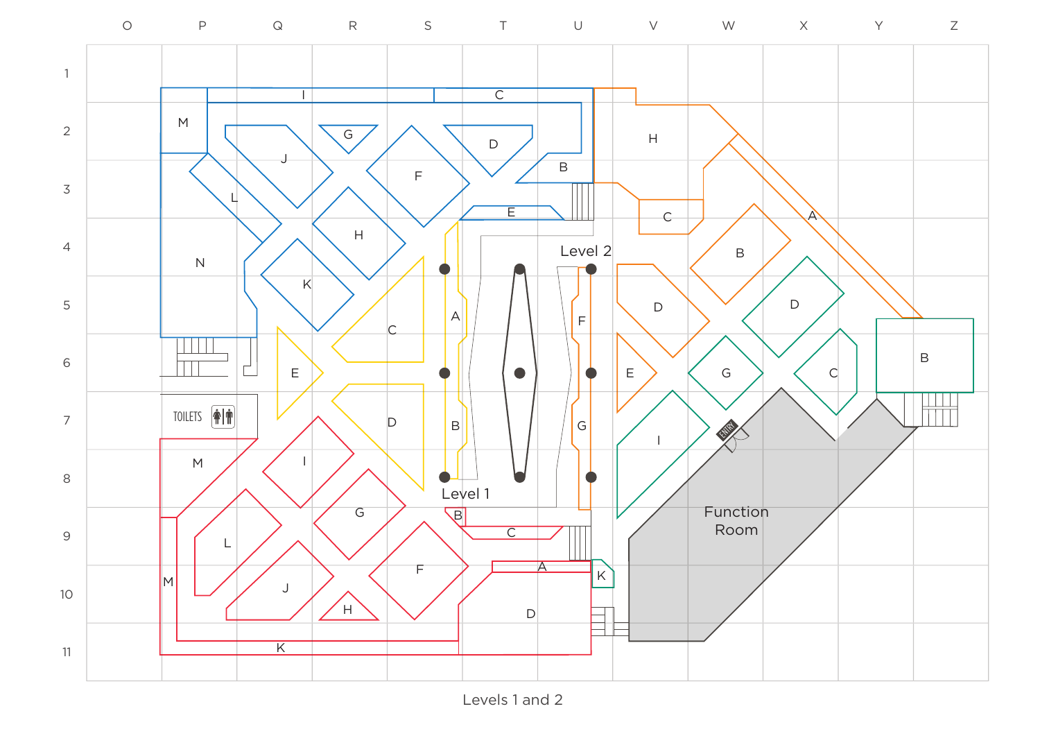O P Q R S T U V W X Y Z

1 2 3 4 5 6 7 8 9 10 11

I C M G D J F B L E H N K A C E D B F G I M L G C A J F D H K

TOILETS

Level 1

Level 2

H C A B D D E G C B I K

ENTRY

Function Room

Levels 1 and 2